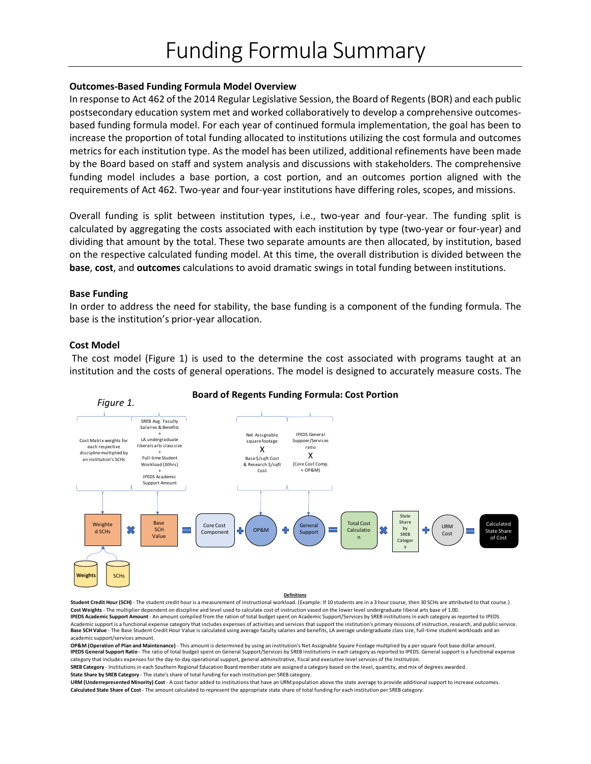# Funding Formula Summary

### Outcomes-Based Funding Formula Model Overview

In response to Act 462 of the 2014 Regular Legislative Session, the Board of Regents (BOR) and each public postsecondary education system met and worked collaboratively to develop a comprehensive outcomes-based funding formula model. For each year of continued formula implementation, the goal has been to increase the proportion of total funding allocated to institutions utilizing the cost formula and outcomes metrics for each institution type. As the model has been utilized, additional refinements have been made by the Board based on staff and system analysis and discussions with stakeholders. The comprehensive funding model includes a base portion, a cost portion, and an outcomes portion aligned with the requirements of Act 462. Two-year and four-year institutions have differing roles, scopes, and missions.

Overall funding is split between institution types, i.e., two-year and four-year. The funding split is calculated by aggregating the costs associated with each institution by type (two-year or four-year) and dividing that amount by the total. These two separate amounts are then allocated, by institution, based on the respective calculated funding model. At this time, the overall distribution is divided between the **base**, **cost**, and **outcomes** calculations to avoid dramatic swings in total funding between institutions.

### Base Funding

In order to address the need for stability, the base funding is a component of the funding formula. The base is the institution's prior-year allocation.

### Cost Model

The cost model (Figure 1) is used to the determine the cost associated with programs taught at an institution and the costs of general operations. The model is designed to accurately measure costs. The

*Figure 1.*

**Board of Regents Funding Formula: Cost Portion**

Weighted SCHs (Cost Matrix weights for each respective discipline multiplied by an institution's SCHs; Weights, SCHs) × Base SCH Value (SREB Avg. Faculty Salaries & Benefits + LA undergraduate liberals arts class size + Full-time Student Workload (30hrs) + IPEDS Academic Support Amount) = Core Cost Component + OP&M (Net Assignable square footage X Base $/sqft Cost & Research $/sqft Cost) + General Support (IPEDS General Suppoer/Services ratio X (Core Cost Comp. + OP&M)) = Total Cost Calculation × State Share by SREB Category + URM Cost = Calculated State Share of Cost

**Definitions**

**Student Credit Hour (SCH)** - The student credit hour is a measurement of instructional workload. (Example: If 10 students are in a 3 hour course, then 30 SCHs are attributed to that course.)
**Cost Weights** - The multiplier dependent on discipline and level used to calculate cost of instruction vased on the lower level undergraduate liberal arts base of 1.00.
**IPEDS Academic Support Amount** - An amount compiled from the ration of total budget spent on Academic Support/Services by SREB institutions in each category as reported to IPEDS. Academic support is a functional expense category that includes expenses of activities and services that support the institution's primary missions of instruction, research, and public service.
**Base SCH Value** - The Base Student Credit Hour Value is calculated using average faculty salaries and benefits, LA average undergraduate class size, full-time student workloads and an academic support/services amount.
**OP&M (Operation of Plan and Maintenance)** - This amount is determined by using an institution's Net Assignable Square Footage multplied by a per square foot base dollar amount.
**IPEDS General Support Ratio** - The ratio of total budget spent on General Support/Services by SREB institutions in each category as reported to IPEDS. General support is a functional expense category that includes expenses for the day-to-day operational support, general adminsitrative, fiscal and executive level services of the institution.
**SREB Category** - Institutions in each Southern Regional Education Board member state are assigned a category based on the level, quantity, and mix of degrees awarded.
**State Share by SREB Category** - The state's share of total funding for each institution per SREB category.
**URM (Underrepresented Minority) Cost** - A cost factor added to institutions that have an URM population above the state average to provide additional support to increase outcomes.
**Calculated State Share of Cost** - The amount calculated to represent the appropriate state share of total funding for each institution per SREB category.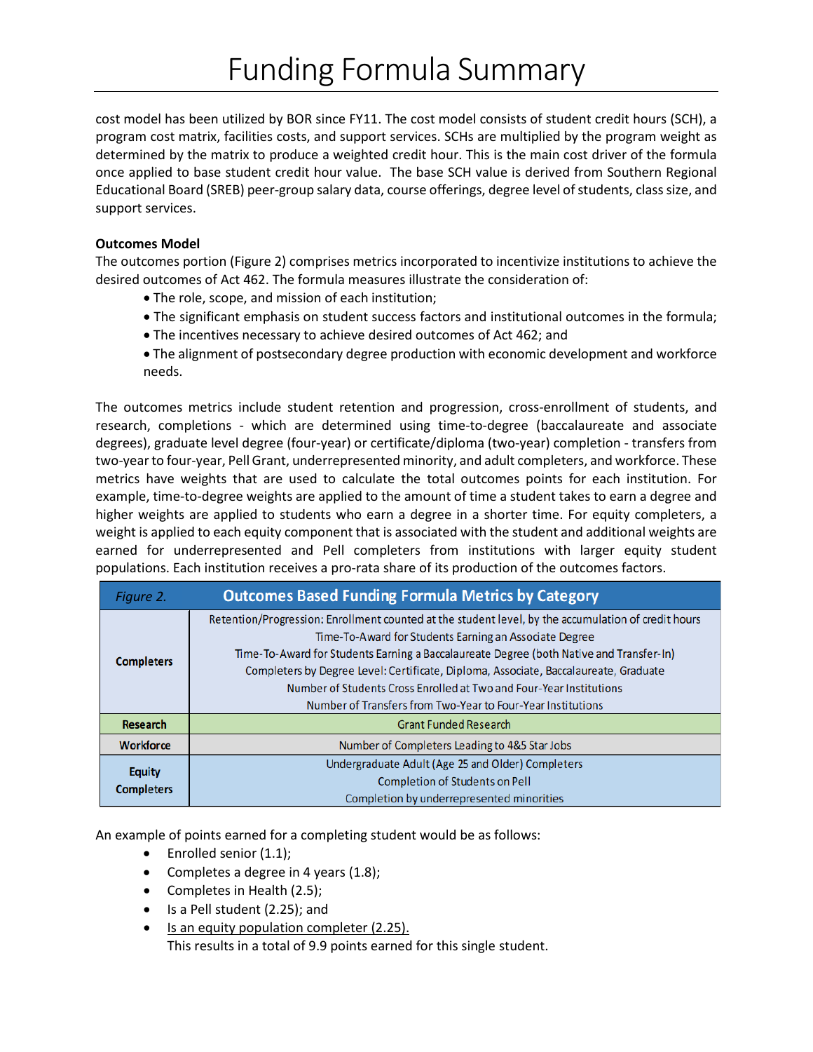cost model has been utilized by BOR since FY11. The cost model consists of student credit hours (SCH), a program cost matrix, facilities costs, and support services. SCHs are multiplied by the program weight as determined by the matrix to produce a weighted credit hour. This is the main cost driver of the formula once applied to base student credit hour value. The base SCH value is derived from Southern Regional Educational Board (SREB) peer-group salary data, course offerings, degree level of students, class size, and support services.

**Outcomes Model**

The outcomes portion (Figure 2) comprises metrics incorporated to incentivize institutions to achieve the desired outcomes of Act 462. The formula measures illustrate the consideration of:

- The role, scope, and mission of each institution;
- The significant emphasis on student success factors and institutional outcomes in the formula;
- The incentives necessary to achieve desired outcomes of Act 462; and
- The alignment of postsecondary degree production with economic development and workforce needs.

The outcomes metrics include student retention and progression, cross-enrollment of students, and research, completions - which are determined using time-to-degree (baccalaureate and associate degrees), graduate level degree (four-year) or certificate/diploma (two-year) completion - transfers from two-year to four-year, Pell Grant, underrepresented minority, and adult completers, and workforce. These metrics have weights that are used to calculate the total outcomes points for each institution. For example, time-to-degree weights are applied to the amount of time a student takes to earn a degree and higher weights are applied to students who earn a degree in a shorter time. For equity completers, a weight is applied to each equity component that is associated with the student and additional weights are earned for underrepresented and Pell completers from institutions with larger equity student populations. Each institution receives a pro-rata share of its production of the outcomes factors.

| *Figure 2.* | **Outcomes Based Funding Formula Metrics by Category** |
|---|---|
| **Completers** | Retention/Progression: Enrollment counted at the student level, by the accumulation of credit hours<br>Time-To-Award for Students Earning an Associate Degree<br>Time-To-Award for Students Earning a Baccalaureate Degree (both Native and Transfer-In)<br>Completers by Degree Level: Certificate, Diploma, Associate, Baccalaureate, Graduate<br>Number of Students Cross Enrolled at Two and Four-Year Institutions<br>Number of Transfers from Two-Year to Four-Year Institutions |
| **Research** | Grant Funded Research |
| **Workforce** | Number of Completers Leading to 4&5 Star Jobs |
| **Equity Completers** | Undergraduate Adult (Age 25 and Older) Completers<br>Completion of Students on Pell<br>Completion by underrepresented minorities |

An example of points earned for a completing student would be as follows:

- Enrolled senior (1.1);
- Completes a degree in 4 years (1.8);
- Completes in Health (2.5);
- Is a Pell student (2.25); and
- Is an equity population completer (2.25).

  This results in a total of 9.9 points earned for this single student.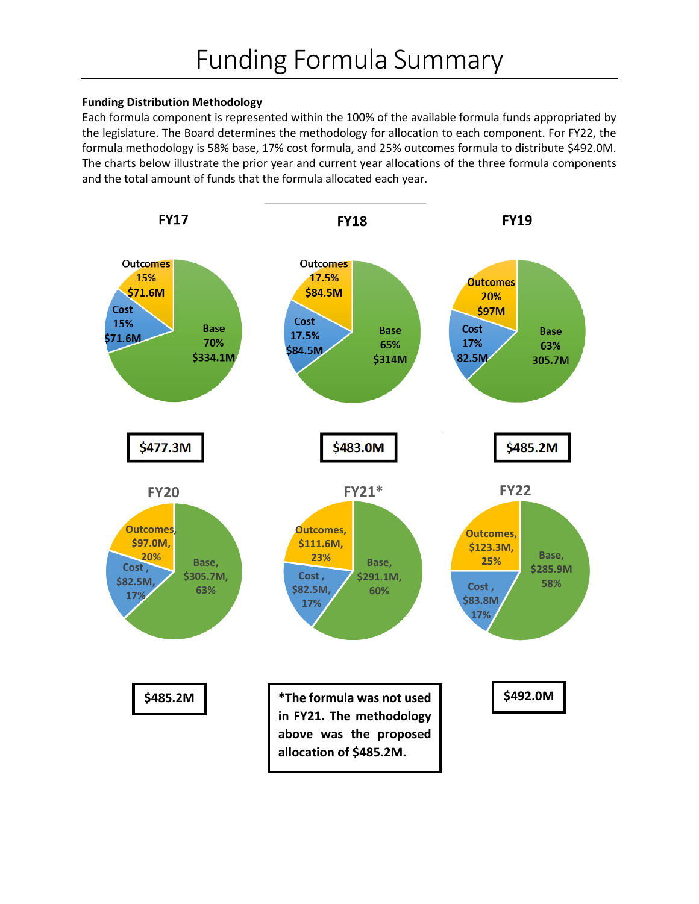# Funding Formula Summary

**Funding Distribution Methodology**

Each formula component is represented within the 100% of the available formula funds appropriated by the legislature. The Board determines the methodology for allocation to each component. For FY22, the formula methodology is 58% base, 17% cost formula, and 25% outcomes formula to distribute $492.0M. The charts below illustrate the prior year and current year allocations of the three formula components and the total amount of funds that the formula allocated each year.

**FY17**

Outcomes 15% $71.6M
Cost 15% $71.6M
Base 70% $334.1M

$477.3M

**FY18**

Outcomes 17.5% $84.5M
Cost 17.5% $84.5M
Base 65% $314M

$483.0M

**FY19**

Outcomes 20% $97M
Cost 17% 82.5M
Base 63% 305.7M

$485.2M

**FY20**

Outcomes, $97.0M, 20%
Cost , $82.5M, 17%
Base, $305.7M, 63%

$485.2M

**FY21***

Outcomes, $111.6M, 23%
Cost , $82.5M, 17%
Base, $291.1M, 60%

*The formula was not used in FY21. The methodology above was the proposed allocation of $485.2M.

**FY22**

Outcomes, $123.3M, 25%
Cost , $83.8M 17%
Base, $285.9M 58%

$492.0M